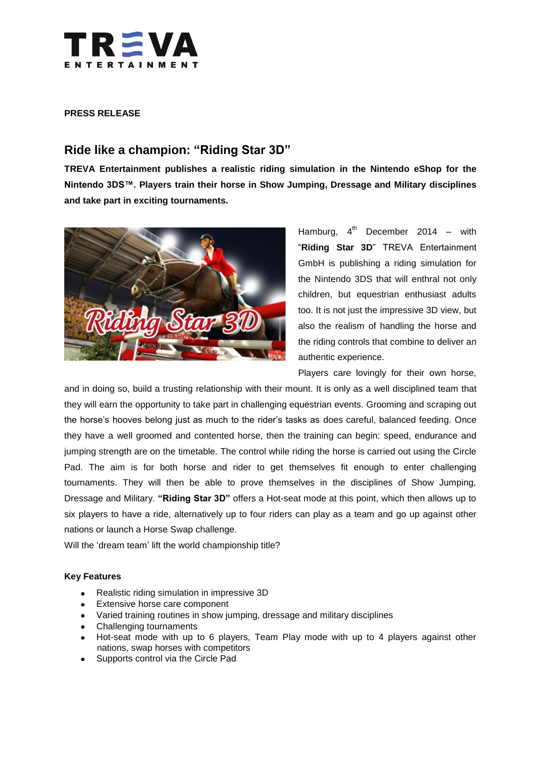TREVA ENTERTAINMENT

**PRESS RELEASE**

## Ride like a champion: “Riding Star 3D”

**TREVA Entertainment publishes a realistic riding simulation in the Nintendo eShop for the Nintendo 3DS™. Players train their horse in Show Jumping, Dressage and Military disciplines and take part in exciting tournaments.**

Hamburg, 4th December 2014 – with “**Riding Star 3D**” TREVA Entertainment GmbH is publishing a riding simulation for the Nintendo 3DS that will enthral not only children, but equestrian enthusiast adults too. It is not just the impressive 3D view, but also the realism of handling the horse and the riding controls that combine to deliver an authentic experience.

Players care lovingly for their own horse, and in doing so, build a trusting relationship with their mount. It is only as a well disciplined team that they will earn the opportunity to take part in challenging equestrian events. Grooming and scraping out the horse’s hooves belong just as much to the rider’s tasks as does careful, balanced feeding. Once they have a well groomed and contented horse, then the training can begin: speed, endurance and jumping strength are on the timetable. The control while riding the horse is carried out using the Circle Pad. The aim is for both horse and rider to get themselves fit enough to enter challenging tournaments. They will then be able to prove themselves in the disciplines of Show Jumping, Dressage and Military. **“Riding Star 3D”** offers a Hot-seat mode at this point, which then allows up to six players to have a ride, alternatively up to four riders can play as a team and go up against other nations or launch a Horse Swap challenge.

Will the ‘dream team’ lift the world championship title?

**Key Features**

- Realistic riding simulation in impressive 3D
- Extensive horse care component
- Varied training routines in show jumping, dressage and military disciplines
- Challenging tournaments
- Hot-seat mode with up to 6 players, Team Play mode with up to 4 players against other nations, swap horses with competitors
- Supports control via the Circle Pad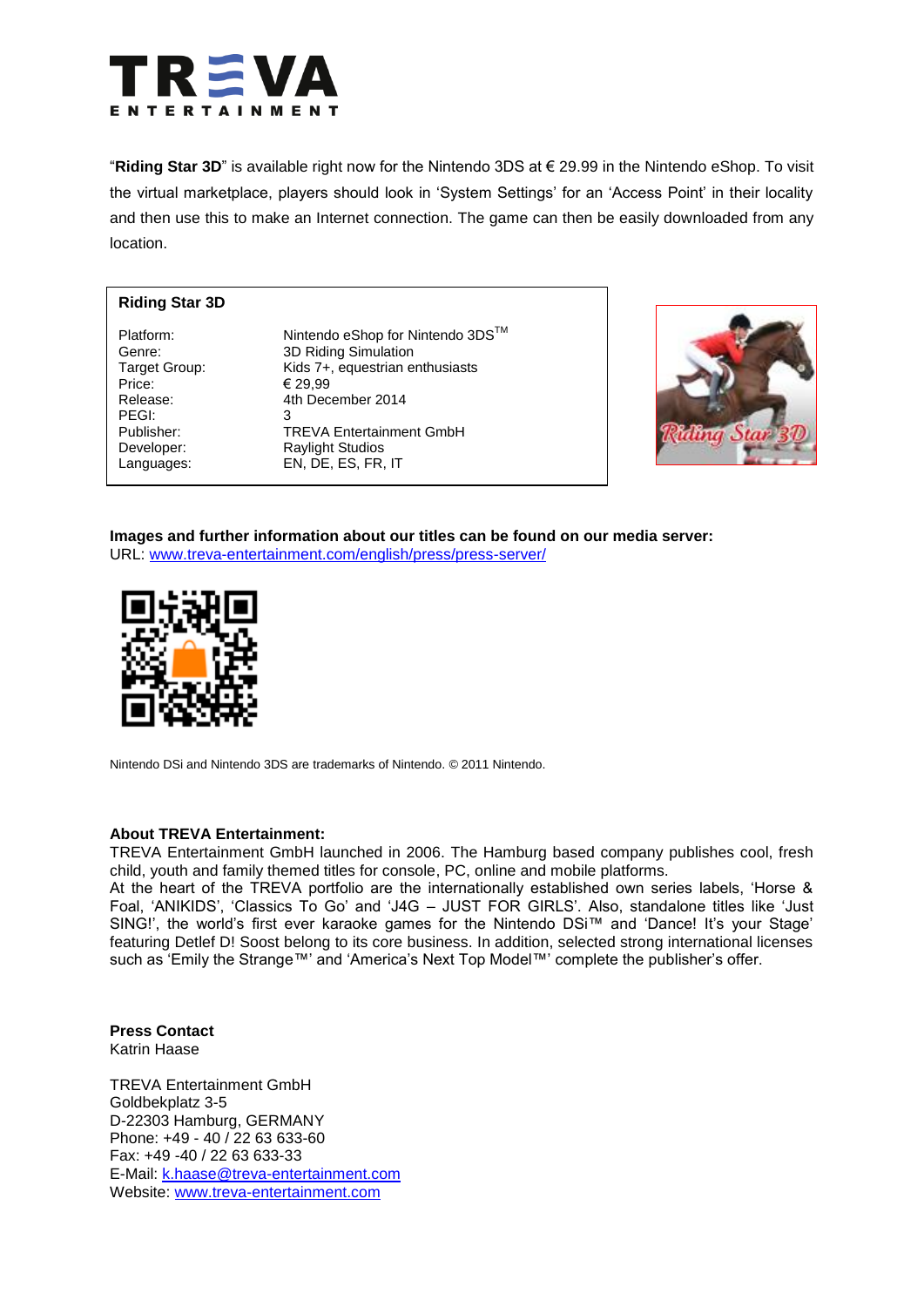"**Riding Star 3D**" is available right now for the Nintendo 3DS at € 29.99 in the Nintendo eShop. To visit the virtual marketplace, players should look in 'System Settings' for an 'Access Point' in their locality and then use this to make an Internet connection. The game can then be easily downloaded from any location.

**Riding Star 3D**

| | |
|---|---|
| Platform: | Nintendo eShop for Nintendo 3DS™ |
| Genre: | 3D Riding Simulation |
| Target Group: | Kids 7+, equestrian enthusiasts |
| Price: | € 29,99 |
| Release: | 4th December 2014 |
| PEGI: | 3 |
| Publisher: | TREVA Entertainment GmbH |
| Developer: | Raylight Studios |
| Languages: | EN, DE, ES, FR, IT |

**Images and further information about our titles can be found on our media server:**
URL: www.treva-entertainment.com/english/press/press-server/

Nintendo DSi and Nintendo 3DS are trademarks of Nintendo. © 2011 Nintendo.

**About TREVA Entertainment:**
TREVA Entertainment GmbH launched in 2006. The Hamburg based company publishes cool, fresh child, youth and family themed titles for console, PC, online and mobile platforms.
At the heart of the TREVA portfolio are the internationally established own series labels, 'Horse & Foal, 'ANIKIDS', 'Classics To Go' and 'J4G – JUST FOR GIRLS'. Also, standalone titles like 'Just SING!', the world's first ever karaoke games for the Nintendo DSi™ and 'Dance! It's your Stage' featuring Detlef D! Soost belong to its core business. In addition, selected strong international licenses such as 'Emily the Strange™' and 'America's Next Top Model™' complete the publisher's offer.

**Press Contact**
Katrin Haase

TREVA Entertainment GmbH
Goldbekplatz 3-5
D-22303 Hamburg, GERMANY
Phone: +49 - 40 / 22 63 633-60
Fax: +49 -40 / 22 63 633-33
E-Mail: k.haase@treva-entertainment.com
Website: www.treva-entertainment.com